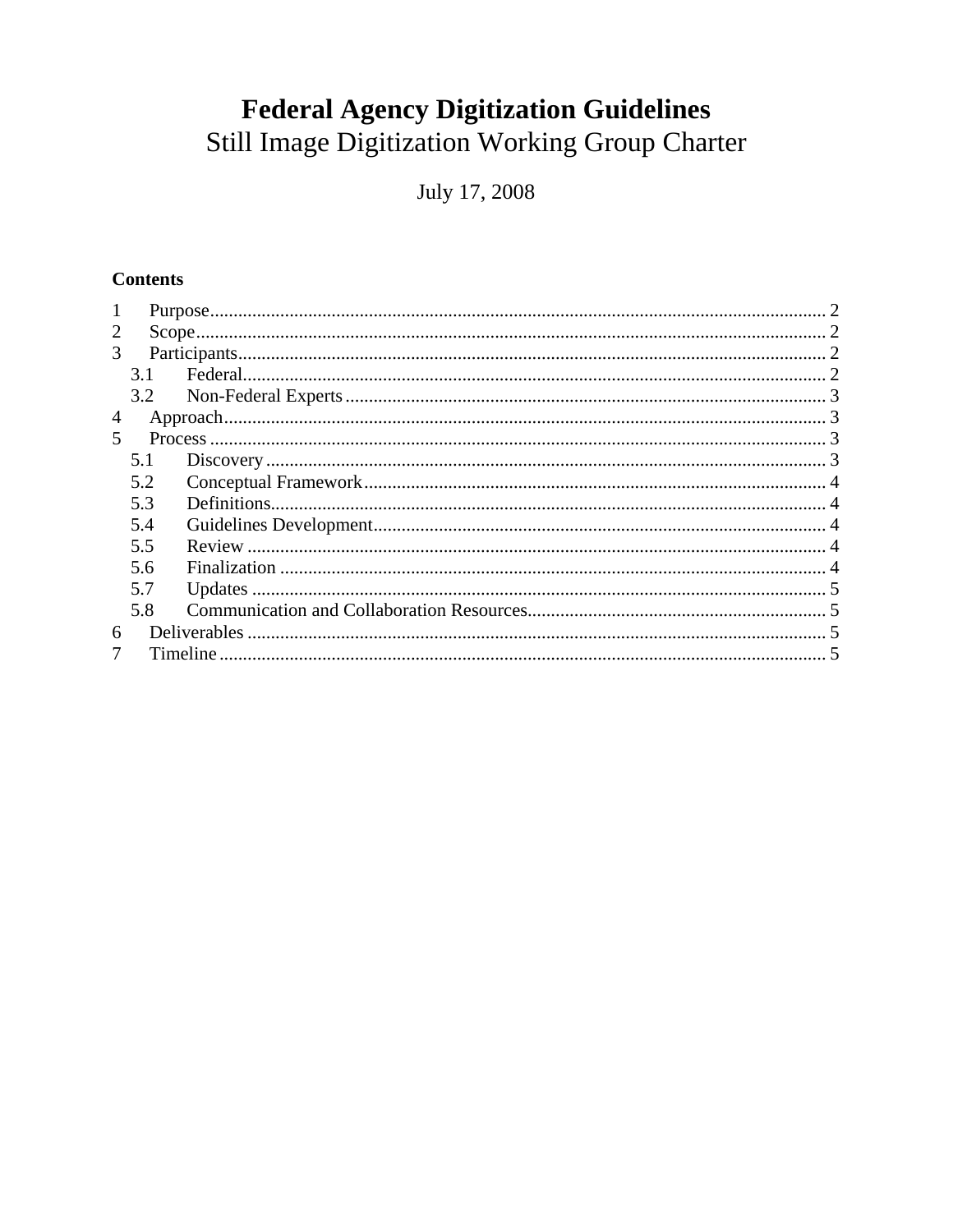# Federal Agency Digitization Guidelines

## Still Image Digitization Working Group Charter

July 17, 2008

**Contents**

1 Purpose .......... 2
2 Scope .......... 2
3 Participants .......... 2
  3.1 Federal .......... 2
  3.2 Non-Federal Experts .......... 3
4 Approach .......... 3
5 Process .......... 3
  5.1 Discovery .......... 3
  5.2 Conceptual Framework .......... 4
  5.3 Definitions .......... 4
  5.4 Guidelines Development .......... 4
  5.5 Review .......... 4
  5.6 Finalization .......... 4
  5.7 Updates .......... 5
  5.8 Communication and Collaboration Resources .......... 5
6 Deliverables .......... 5
7 Timeline .......... 5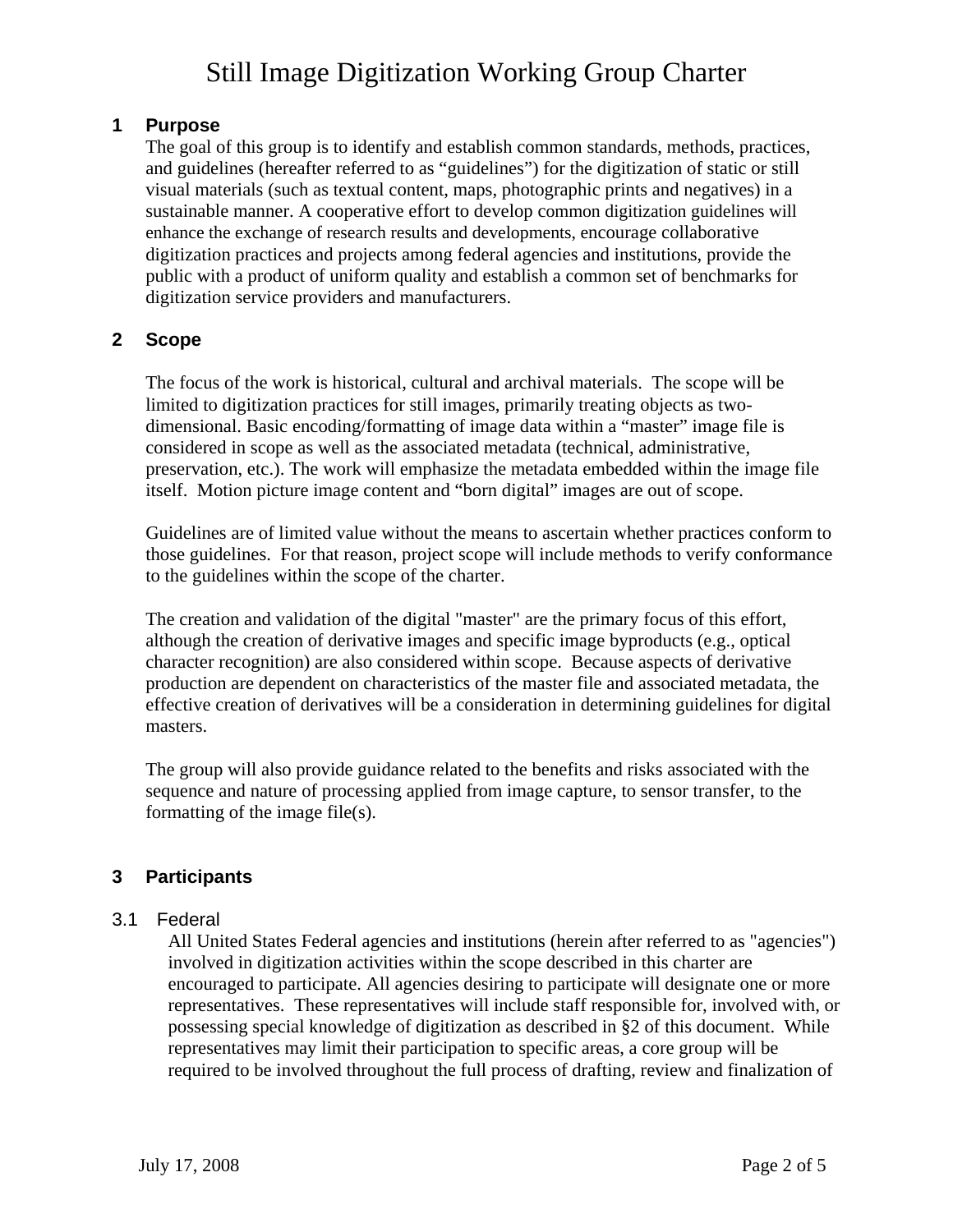# Still Image Digitization Working Group Charter

## 1 Purpose

The goal of this group is to identify and establish common standards, methods, practices, and guidelines (hereafter referred to as "guidelines") for the digitization of static or still visual materials (such as textual content, maps, photographic prints and negatives) in a sustainable manner. A cooperative effort to develop common digitization guidelines will enhance the exchange of research results and developments, encourage collaborative digitization practices and projects among federal agencies and institutions, provide the public with a product of uniform quality and establish a common set of benchmarks for digitization service providers and manufacturers.

## 2 Scope

The focus of the work is historical, cultural and archival materials. The scope will be limited to digitization practices for still images, primarily treating objects as two-dimensional. Basic encoding/formatting of image data within a "master" image file is considered in scope as well as the associated metadata (technical, administrative, preservation, etc.). The work will emphasize the metadata embedded within the image file itself. Motion picture image content and "born digital" images are out of scope.

Guidelines are of limited value without the means to ascertain whether practices conform to those guidelines. For that reason, project scope will include methods to verify conformance to the guidelines within the scope of the charter.

The creation and validation of the digital "master" are the primary focus of this effort, although the creation of derivative images and specific image byproducts (e.g., optical character recognition) are also considered within scope. Because aspects of derivative production are dependent on characteristics of the master file and associated metadata, the effective creation of derivatives will be a consideration in determining guidelines for digital masters.

The group will also provide guidance related to the benefits and risks associated with the sequence and nature of processing applied from image capture, to sensor transfer, to the formatting of the image file(s).

## 3 Participants

### 3.1 Federal

All United States Federal agencies and institutions (herein after referred to as "agencies") involved in digitization activities within the scope described in this charter are encouraged to participate. All agencies desiring to participate will designate one or more representatives. These representatives will include staff responsible for, involved with, or possessing special knowledge of digitization as described in §2 of this document. While representatives may limit their participation to specific areas, a core group will be required to be involved throughout the full process of drafting, review and finalization of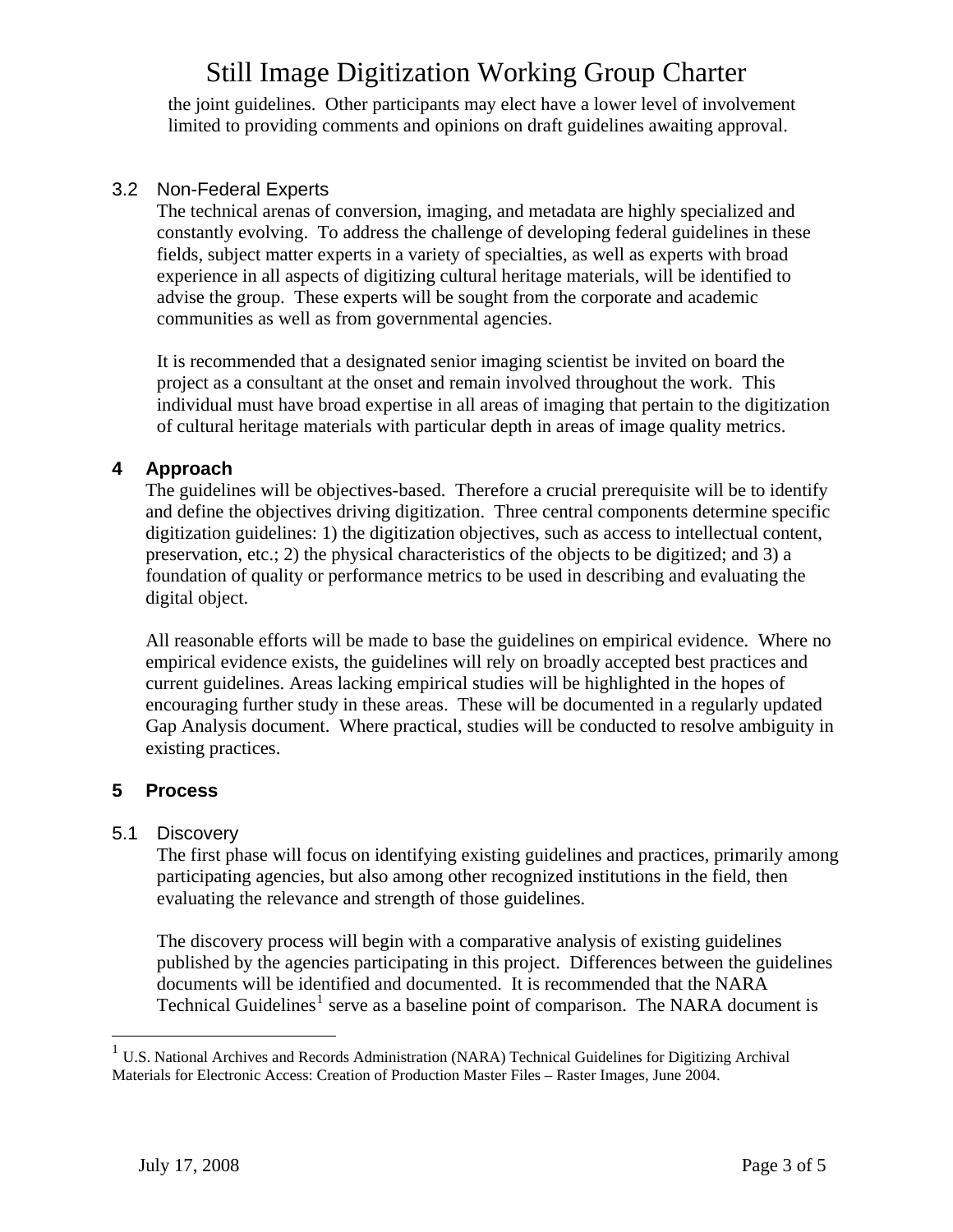the joint guidelines. Other participants may elect have a lower level of involvement limited to providing comments and opinions on draft guidelines awaiting approval.

### 3.2 Non-Federal Experts

The technical arenas of conversion, imaging, and metadata are highly specialized and constantly evolving. To address the challenge of developing federal guidelines in these fields, subject matter experts in a variety of specialties, as well as experts with broad experience in all aspects of digitizing cultural heritage materials, will be identified to advise the group. These experts will be sought from the corporate and academic communities as well as from governmental agencies.

It is recommended that a designated senior imaging scientist be invited on board the project as a consultant at the onset and remain involved throughout the work. This individual must have broad expertise in all areas of imaging that pertain to the digitization of cultural heritage materials with particular depth in areas of image quality metrics.

## 4 Approach

The guidelines will be objectives-based. Therefore a crucial prerequisite will be to identify and define the objectives driving digitization. Three central components determine specific digitization guidelines: 1) the digitization objectives, such as access to intellectual content, preservation, etc.; 2) the physical characteristics of the objects to be digitized; and 3) a foundation of quality or performance metrics to be used in describing and evaluating the digital object.

All reasonable efforts will be made to base the guidelines on empirical evidence. Where no empirical evidence exists, the guidelines will rely on broadly accepted best practices and current guidelines. Areas lacking empirical studies will be highlighted in the hopes of encouraging further study in these areas. These will be documented in a regularly updated Gap Analysis document. Where practical, studies will be conducted to resolve ambiguity in existing practices.

## 5 Process

### 5.1 Discovery

The first phase will focus on identifying existing guidelines and practices, primarily among participating agencies, but also among other recognized institutions in the field, then evaluating the relevance and strength of those guidelines.

The discovery process will begin with a comparative analysis of existing guidelines published by the agencies participating in this project. Differences between the guidelines documents will be identified and documented. It is recommended that the NARA Technical Guidelines[1] serve as a baseline point of comparison. The NARA document is

---

[1] U.S. National Archives and Records Administration (NARA) Technical Guidelines for Digitizing Archival Materials for Electronic Access: Creation of Production Master Files – Raster Images, June 2004.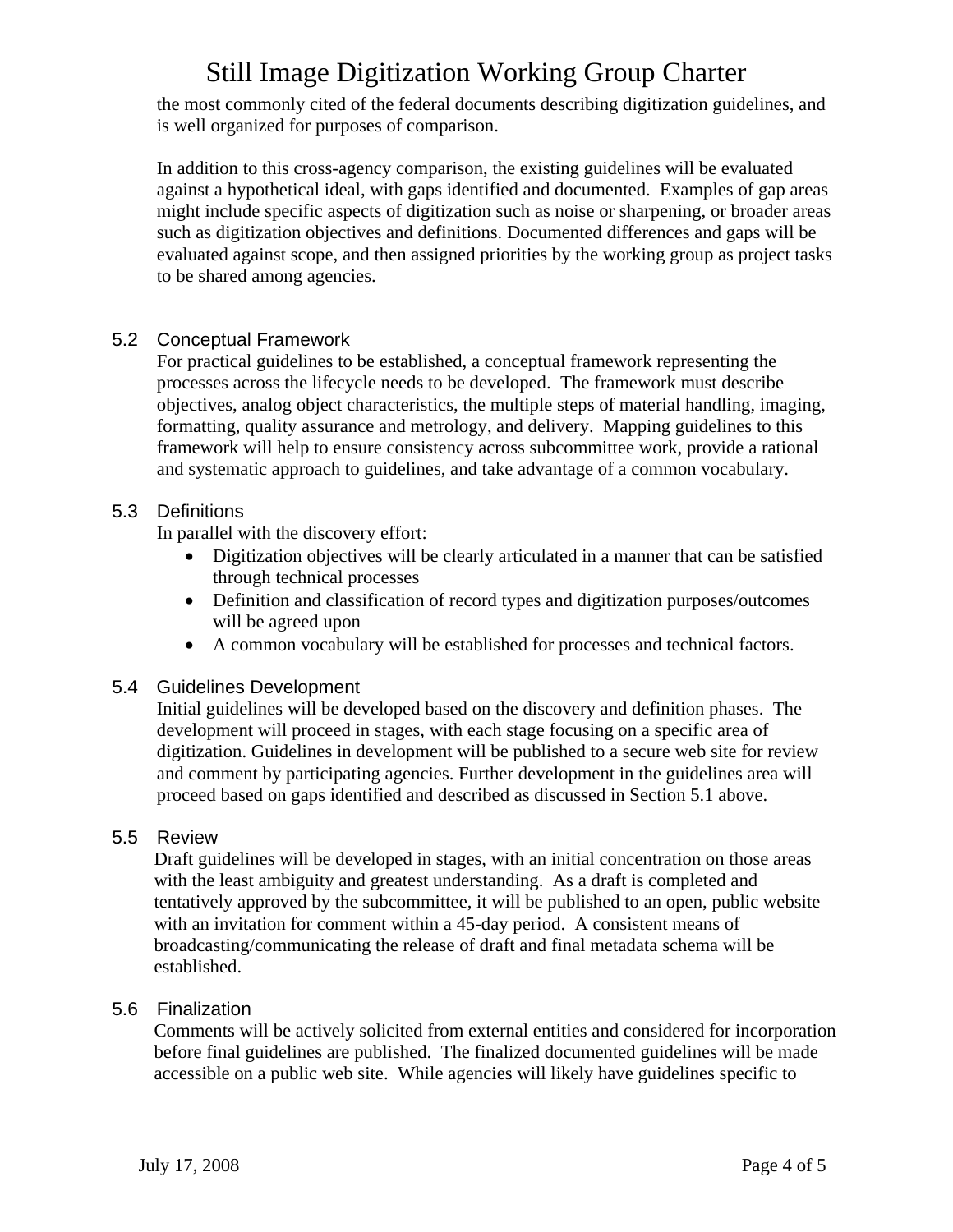the most commonly cited of the federal documents describing digitization guidelines, and is well organized for purposes of comparison.

In addition to this cross-agency comparison, the existing guidelines will be evaluated against a hypothetical ideal, with gaps identified and documented. Examples of gap areas might include specific aspects of digitization such as noise or sharpening, or broader areas such as digitization objectives and definitions. Documented differences and gaps will be evaluated against scope, and then assigned priorities by the working group as project tasks to be shared among agencies.

### 5.2 Conceptual Framework

For practical guidelines to be established, a conceptual framework representing the processes across the lifecycle needs to be developed. The framework must describe objectives, analog object characteristics, the multiple steps of material handling, imaging, formatting, quality assurance and metrology, and delivery. Mapping guidelines to this framework will help to ensure consistency across subcommittee work, provide a rational and systematic approach to guidelines, and take advantage of a common vocabulary.

### 5.3 Definitions

In parallel with the discovery effort:

- Digitization objectives will be clearly articulated in a manner that can be satisfied through technical processes
- Definition and classification of record types and digitization purposes/outcomes will be agreed upon
- A common vocabulary will be established for processes and technical factors.

### 5.4 Guidelines Development

Initial guidelines will be developed based on the discovery and definition phases. The development will proceed in stages, with each stage focusing on a specific area of digitization. Guidelines in development will be published to a secure web site for review and comment by participating agencies. Further development in the guidelines area will proceed based on gaps identified and described as discussed in Section 5.1 above.

### 5.5 Review

Draft guidelines will be developed in stages, with an initial concentration on those areas with the least ambiguity and greatest understanding. As a draft is completed and tentatively approved by the subcommittee, it will be published to an open, public website with an invitation for comment within a 45-day period. A consistent means of broadcasting/communicating the release of draft and final metadata schema will be established.

### 5.6 Finalization

Comments will be actively solicited from external entities and considered for incorporation before final guidelines are published. The finalized documented guidelines will be made accessible on a public web site. While agencies will likely have guidelines specific to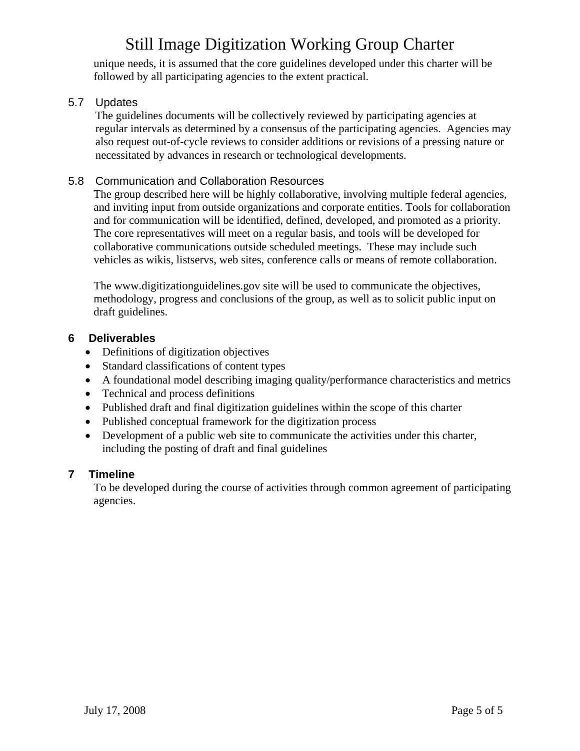unique needs, it is assumed that the core guidelines developed under this charter will be followed by all participating agencies to the extent practical.

### 5.7 Updates

The guidelines documents will be collectively reviewed by participating agencies at regular intervals as determined by a consensus of the participating agencies. Agencies may also request out-of-cycle reviews to consider additions or revisions of a pressing nature or necessitated by advances in research or technological developments.

### 5.8 Communication and Collaboration Resources

The group described here will be highly collaborative, involving multiple federal agencies, and inviting input from outside organizations and corporate entities. Tools for collaboration and for communication will be identified, defined, developed, and promoted as a priority. The core representatives will meet on a regular basis, and tools will be developed for collaborative communications outside scheduled meetings. These may include such vehicles as wikis, listservs, web sites, conference calls or means of remote collaboration.

The www.digitizationguidelines.gov site will be used to communicate the objectives, methodology, progress and conclusions of the group, as well as to solicit public input on draft guidelines.

## 6 Deliverables

- Definitions of digitization objectives
- Standard classifications of content types
- A foundational model describing imaging quality/performance characteristics and metrics
- Technical and process definitions
- Published draft and final digitization guidelines within the scope of this charter
- Published conceptual framework for the digitization process
- Development of a public web site to communicate the activities under this charter, including the posting of draft and final guidelines

## 7 Timeline

To be developed during the course of activities through common agreement of participating agencies.

July 17, 2008